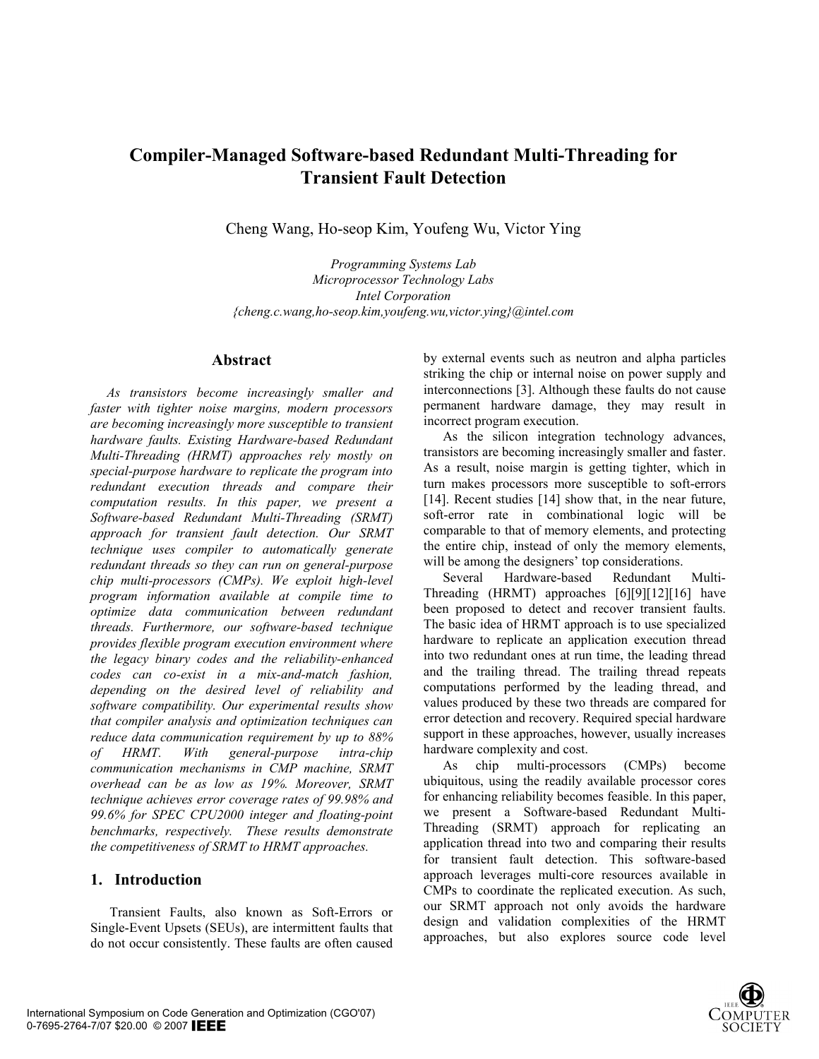# Compiler-Managed Software-based Redundant Multi-Threading for Transient Fault Detection

Cheng Wang, Ho-seop Kim, Youfeng Wu, Victor Ying

*Programming Systems Lab*
*Microprocessor Technology Labs*
*Intel Corporation*
*{cheng.c.wang,ho-seop.kim,youfeng.wu,victor.ying}@intel.com*

## Abstract

*As transistors become increasingly smaller and faster with tighter noise margins, modern processors are becoming increasingly more susceptible to transient hardware faults. Existing Hardware-based Redundant Multi-Threading (HRMT) approaches rely mostly on special-purpose hardware to replicate the program into redundant execution threads and compare their computation results. In this paper, we present a Software-based Redundant Multi-Threading (SRMT) approach for transient fault detection. Our SRMT technique uses compiler to automatically generate redundant threads so they can run on general-purpose chip multi-processors (CMPs). We exploit high-level program information available at compile time to optimize data communication between redundant threads. Furthermore, our software-based technique provides flexible program execution environment where the legacy binary codes and the reliability-enhanced codes can co-exist in a mix-and-match fashion, depending on the desired level of reliability and software compatibility. Our experimental results show that compiler analysis and optimization techniques can reduce data communication requirement by up to 88% of HRMT. With general-purpose intra-chip communication mechanisms in CMP machine, SRMT overhead can be as low as 19%. Moreover, SRMT technique achieves error coverage rates of 99.98% and 99.6% for SPEC CPU2000 integer and floating-point benchmarks, respectively. These results demonstrate the competitiveness of SRMT to HRMT approaches.*

## 1. Introduction

Transient Faults, also known as Soft-Errors or Single-Event Upsets (SEUs), are intermittent faults that do not occur consistently. These faults are often caused by external events such as neutron and alpha particles striking the chip or internal noise on power supply and interconnections [3]. Although these faults do not cause permanent hardware damage, they may result in incorrect program execution.

As the silicon integration technology advances, transistors are becoming increasingly smaller and faster. As a result, noise margin is getting tighter, which in turn makes processors more susceptible to soft-errors [14]. Recent studies [14] show that, in the near future, soft-error rate in combinational logic will be comparable to that of memory elements, and protecting the entire chip, instead of only the memory elements, will be among the designers' top considerations.

Several Hardware-based Redundant Multi-Threading (HRMT) approaches [6][9][12][16] have been proposed to detect and recover transient faults. The basic idea of HRMT approach is to use specialized hardware to replicate an application execution thread into two redundant ones at run time, the leading thread and the trailing thread. The trailing thread repeats computations performed by the leading thread, and values produced by these two threads are compared for error detection and recovery. Required special hardware support in these approaches, however, usually increases hardware complexity and cost.

As chip multi-processors (CMPs) become ubiquitous, using the readily available processor cores for enhancing reliability becomes feasible. In this paper, we present a Software-based Redundant Multi-Threading (SRMT) approach for replicating an application thread into two and comparing their results for transient fault detection. This software-based approach leverages multi-core resources available in CMPs to coordinate the replicated execution. As such, our SRMT approach not only avoids the hardware design and validation complexities of the HRMT approaches, but also explores source code level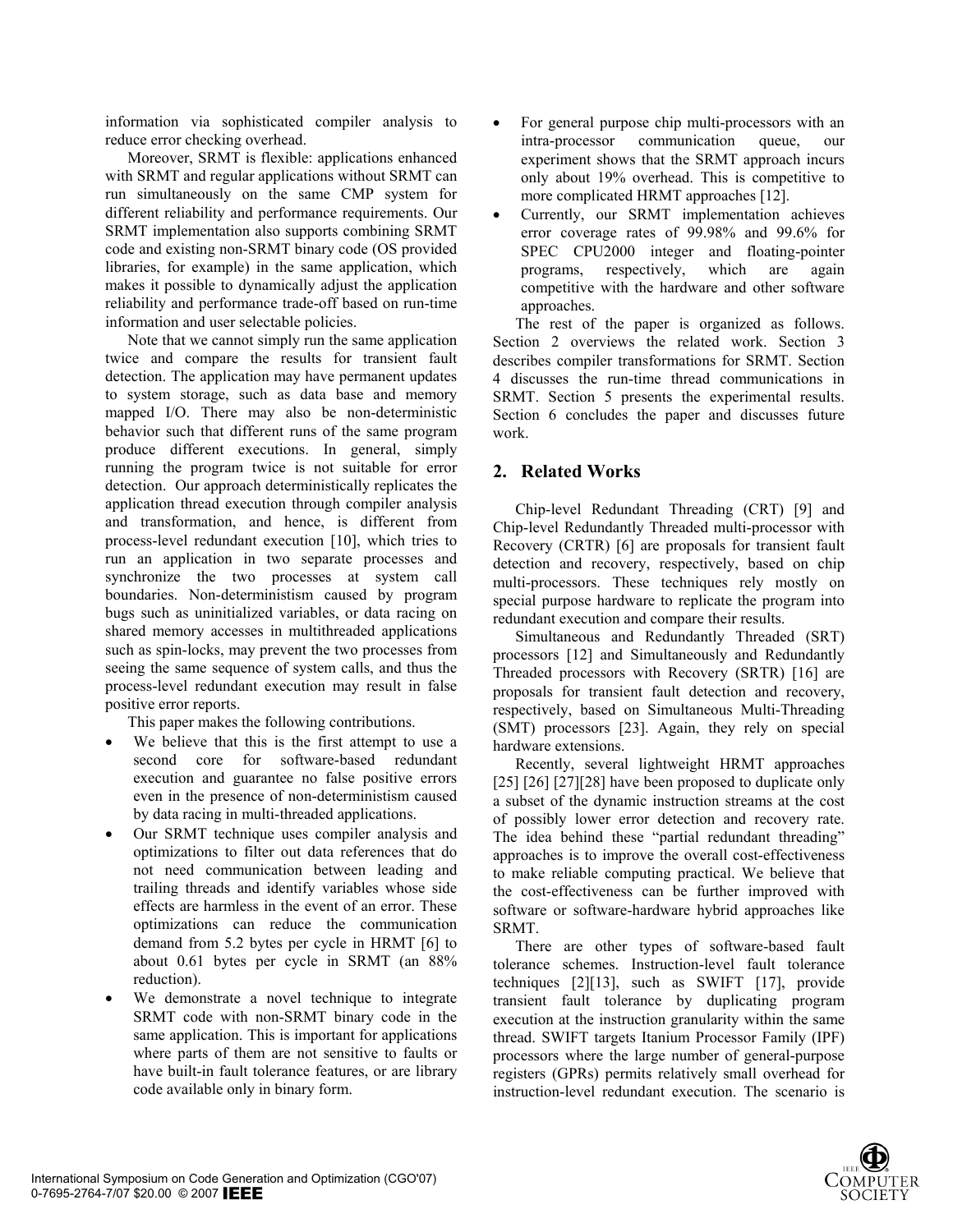information via sophisticated compiler analysis to reduce error checking overhead.

Moreover, SRMT is flexible: applications enhanced with SRMT and regular applications without SRMT can run simultaneously on the same CMP system for different reliability and performance requirements. Our SRMT implementation also supports combining SRMT code and existing non-SRMT binary code (OS provided libraries, for example) in the same application, which makes it possible to dynamically adjust the application reliability and performance trade-off based on run-time information and user selectable policies.

Note that we cannot simply run the same application twice and compare the results for transient fault detection. The application may have permanent updates to system storage, such as data base and memory mapped I/O. There may also be non-deterministic behavior such that different runs of the same program produce different executions. In general, simply running the program twice is not suitable for error detection. Our approach deterministically replicates the application thread execution through compiler analysis and transformation, and hence, is different from process-level redundant execution [10], which tries to run an application in two separate processes and synchronize the two processes at system call boundaries. Non-determinism caused by program bugs such as uninitialized variables, or data racing on shared memory accesses in multithreaded applications such as spin-locks, may prevent the two processes from seeing the same sequence of system calls, and thus the process-level redundant execution may result in false positive error reports.

This paper makes the following contributions.

- We believe that this is the first attempt to use a second core for software-based redundant execution and guarantee no false positive errors even in the presence of non-determinism caused by data racing in multi-threaded applications.
- Our SRMT technique uses compiler analysis and optimizations to filter out data references that do not need communication between leading and trailing threads and identify variables whose side effects are harmless in the event of an error. These optimizations can reduce the communication demand from 5.2 bytes per cycle in HRMT [6] to about 0.61 bytes per cycle in SRMT (an 88% reduction).
- We demonstrate a novel technique to integrate SRMT code with non-SRMT binary code in the same application. This is important for applications where parts of them are not sensitive to faults or have built-in fault tolerance features, or are library code available only in binary form.
- For general purpose chip multi-processors with an intra-processor communication queue, our experiment shows that the SRMT approach incurs only about 19% overhead. This is competitive to more complicated HRMT approaches [12].
- Currently, our SRMT implementation achieves error coverage rates of 99.98% and 99.6% for SPEC CPU2000 integer and floating-pointer programs, respectively, which are again competitive with the hardware and other software approaches.

The rest of the paper is organized as follows. Section 2 overviews the related work. Section 3 describes compiler transformations for SRMT. Section 4 discusses the run-time thread communications in SRMT. Section 5 presents the experimental results. Section 6 concludes the paper and discusses future work.

## 2. Related Works

Chip-level Redundant Threading (CRT) [9] and Chip-level Redundantly Threaded multi-processor with Recovery (CRTR) [6] are proposals for transient fault detection and recovery, respectively, based on chip multi-processors. These techniques rely mostly on special purpose hardware to replicate the program into redundant execution and compare their results.

Simultaneous and Redundantly Threaded (SRT) processors [12] and Simultaneously and Redundantly Threaded processors with Recovery (SRTR) [16] are proposals for transient fault detection and recovery, respectively, based on Simultaneous Multi-Threading (SMT) processors [23]. Again, they rely on special hardware extensions.

Recently, several lightweight HRMT approaches [25] [26] [27][28] have been proposed to duplicate only a subset of the dynamic instruction streams at the cost of possibly lower error detection and recovery rate. The idea behind these "partial redundant threading" approaches is to improve the overall cost-effectiveness to make reliable computing practical. We believe that the cost-effectiveness can be further improved with software or software-hardware hybrid approaches like SRMT.

There are other types of software-based fault tolerance schemes. Instruction-level fault tolerance techniques [2][13], such as SWIFT [17], provide transient fault tolerance by duplicating program execution at the instruction granularity within the same thread. SWIFT targets Itanium Processor Family (IPF) processors where the large number of general-purpose registers (GPRs) permits relatively small overhead for instruction-level redundant execution. The scenario is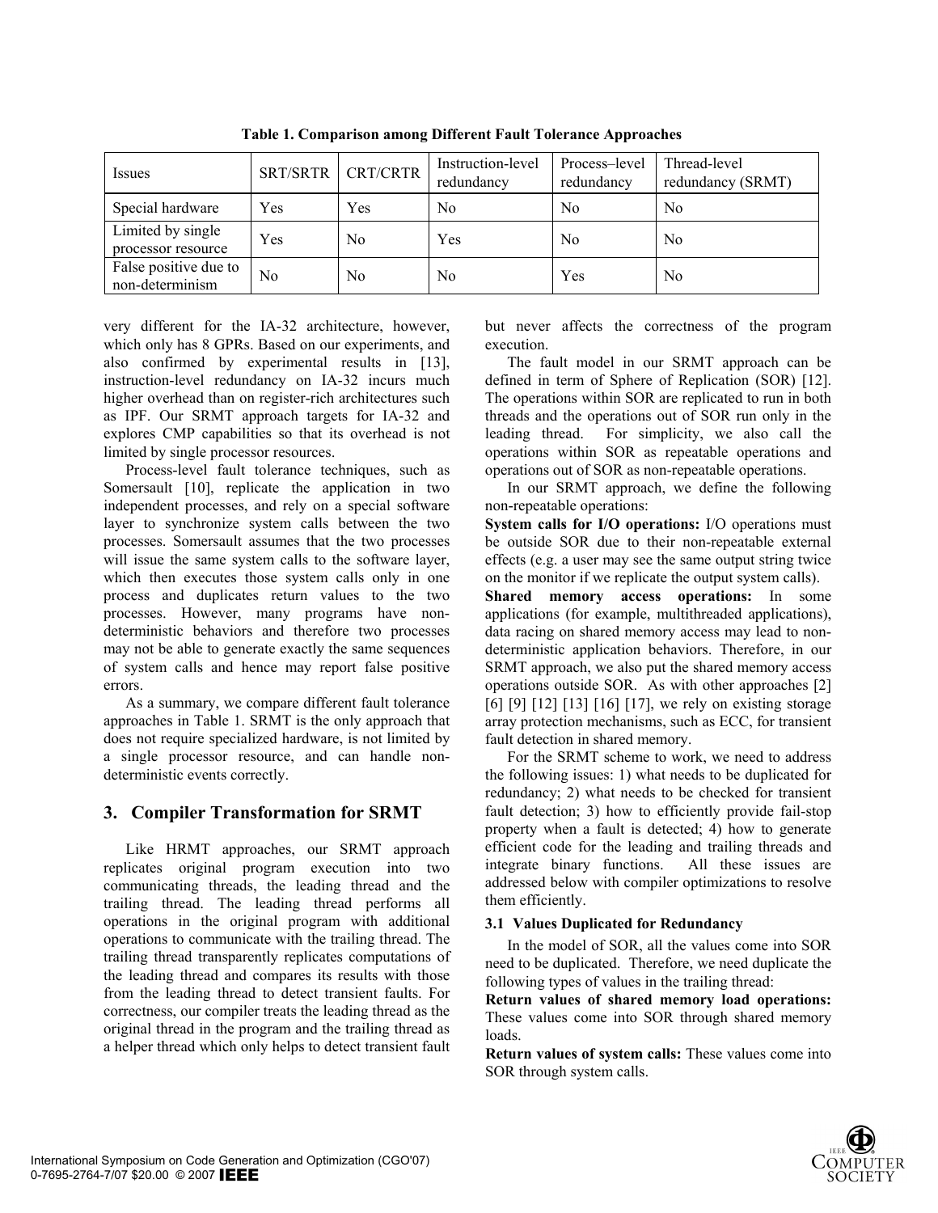**Table 1. Comparison among Different Fault Tolerance Approaches**

| Issues | SRT/SRTR | CRT/CRTR | Instruction-level redundancy | Process–level redundancy | Thread-level redundancy (SRMT) |
|---|---|---|---|---|---|
| Special hardware | Yes | Yes | No | No | No |
| Limited by single processor resource | Yes | No | Yes | No | No |
| False positive due to non-determinism | No | No | No | Yes | No |

very different for the IA-32 architecture, however, which only has 8 GPRs. Based on our experiments, and also confirmed by experimental results in [13], instruction-level redundancy on IA-32 incurs much higher overhead than on register-rich architectures such as IPF. Our SRMT approach targets for IA-32 and explores CMP capabilities so that its overhead is not limited by single processor resources.

Process-level fault tolerance techniques, such as Somersault [10], replicate the application in two independent processes, and rely on a special software layer to synchronize system calls between the two processes. Somersault assumes that the two processes will issue the same system calls to the software layer, which then executes those system calls only in one process and duplicates return values to the two processes. However, many programs have non-deterministic behaviors and therefore two processes may not be able to generate exactly the same sequences of system calls and hence may report false positive errors.

As a summary, we compare different fault tolerance approaches in Table 1. SRMT is the only approach that does not require specialized hardware, is not limited by a single processor resource, and can handle non-deterministic events correctly.

## 3. Compiler Transformation for SRMT

Like HRMT approaches, our SRMT approach replicates original program execution into two communicating threads, the leading thread and the trailing thread. The leading thread performs all operations in the original program with additional operations to communicate with the trailing thread. The trailing thread transparently replicates computations of the leading thread and compares its results with those from the leading thread to detect transient faults. For correctness, our compiler treats the leading thread as the original thread in the program and the trailing thread as a helper thread which only helps to detect transient fault but never affects the correctness of the program execution.

The fault model in our SRMT approach can be defined in term of Sphere of Replication (SOR) [12]. The operations within SOR are replicated to run in both threads and the operations out of SOR run only in the leading thread. For simplicity, we also call the operations within SOR as repeatable operations and operations out of SOR as non-repeatable operations.

In our SRMT approach, we define the following non-repeatable operations:

**System calls for I/O operations:** I/O operations must be outside SOR due to their non-repeatable external effects (e.g. a user may see the same output string twice on the monitor if we replicate the output system calls).

**Shared memory access operations:** In some applications (for example, multithreaded applications), data racing on shared memory access may lead to non-deterministic application behaviors. Therefore, in our SRMT approach, we also put the shared memory access operations outside SOR. As with other approaches [2] [6] [9] [12] [13] [16] [17], we rely on existing storage array protection mechanisms, such as ECC, for transient fault detection in shared memory.

For the SRMT scheme to work, we need to address the following issues: 1) what needs to be duplicated for redundancy; 2) what needs to be checked for transient fault detection; 3) how to efficiently provide fail-stop property when a fault is detected; 4) how to generate efficient code for the leading and trailing threads and integrate binary functions. All these issues are addressed below with compiler optimizations to resolve them efficiently.

### 3.1 Values Duplicated for Redundancy

In the model of SOR, all the values come into SOR need to be duplicated. Therefore, we need duplicate the following types of values in the trailing thread:

**Return values of shared memory load operations:** These values come into SOR through shared memory loads.

**Return values of system calls:** These values come into SOR through system calls.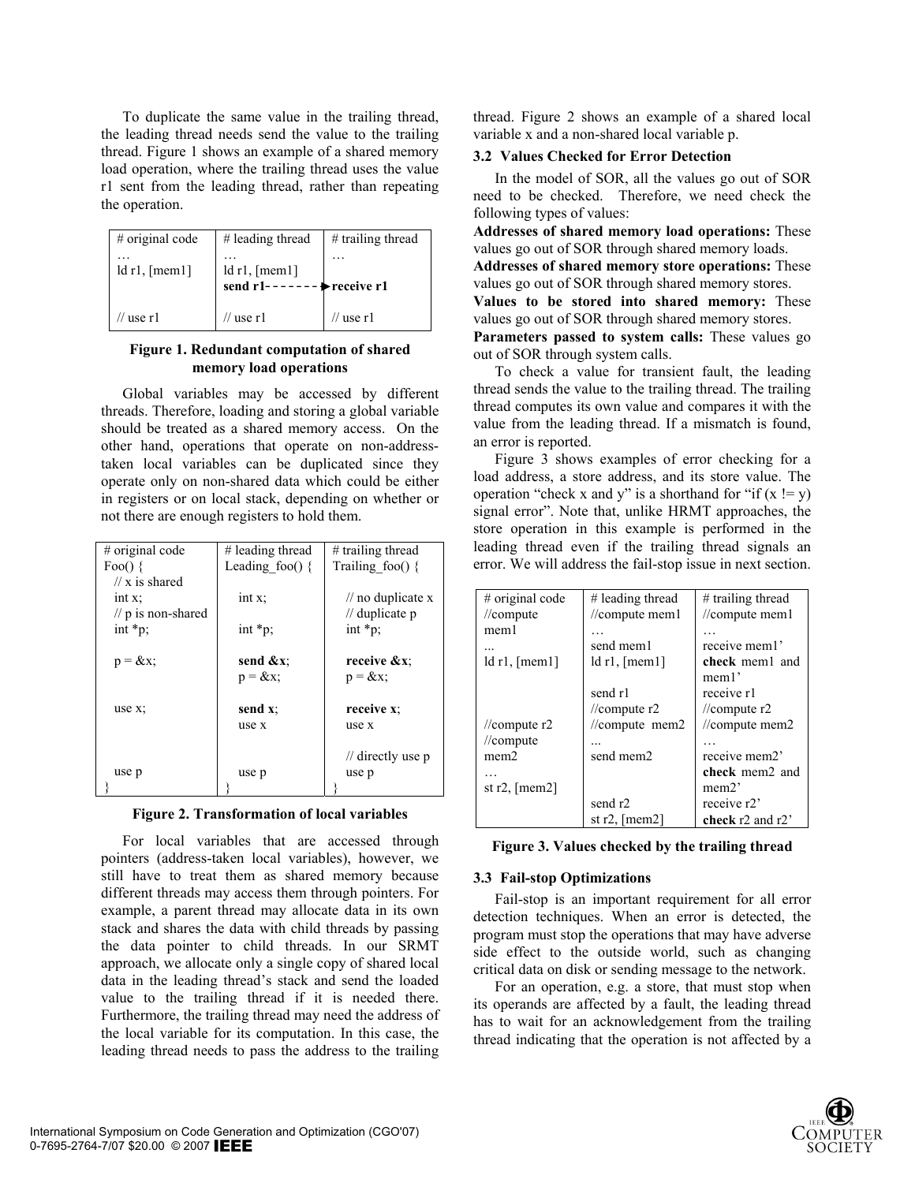To duplicate the same value in the trailing thread, the leading thread needs send the value to the trailing thread. Figure 1 shows an example of a shared memory load operation, where the trailing thread uses the value r1 sent from the leading thread, rather than repeating the operation.

| # original code | # leading thread | # trailing thread |
|---|---|---|
| … | … | … |
| ld r1, [mem1] | ld r1, [mem1] | |
| | **send r1** -------▶ | **receive r1** |
| // use r1 | // use r1 | // use r1 |

**Figure 1. Redundant computation of shared memory load operations**

Global variables may be accessed by different threads. Therefore, loading and storing a global variable should be treated as a shared memory access. On the other hand, operations that operate on non-address-taken local variables can be duplicated since they operate only on non-shared data which could be either in registers or on local stack, depending on whether or not there are enough registers to hold them.

| # original code | # leading thread | # trailing thread |
|---|---|---|
| Foo() { | Leading_foo() { | Trailing_foo() { |
| // x is shared | | |
| int x; | int x; | // no duplicate x |
| // p is non-shared | | // duplicate p |
| int *p; | int *p; | int *p; |
| p = &x; | **send &x**; | **receive &x**; |
| | p = &x; | p = &x; |
| use x; | **send x**; | **receive x**; |
| | use x | use x |
| | | // directly use p |
| use p | use p | use p |
| } | } | } |

**Figure 2. Transformation of local variables**

For local variables that are accessed through pointers (address-taken local variables), however, we still have to treat them as shared memory because different threads may access them through pointers. For example, a parent thread may allocate data in its own stack and shares the data with child threads by passing the data pointer to child threads. In our SRMT approach, we allocate only a single copy of shared local data in the leading thread's stack and send the loaded value to the trailing thread if it is needed there. Furthermore, the trailing thread may need the address of the local variable for its computation. In this case, the leading thread needs to pass the address to the trailing thread. Figure 2 shows an example of a shared local variable x and a non-shared local variable p.

### 3.2 Values Checked for Error Detection

In the model of SOR, all the values go out of SOR need to be checked. Therefore, we need check the following types of values:

**Addresses of shared memory load operations:** These values go out of SOR through shared memory loads.

**Addresses of shared memory store operations:** These values go out of SOR through shared memory stores.

**Values to be stored into shared memory:** These values go out of SOR through shared memory stores.

**Parameters passed to system calls:** These values go out of SOR through system calls.

To check a value for transient fault, the leading thread sends the value to the trailing thread. The trailing thread computes its own value and compares it with the value from the leading thread. If a mismatch is found, an error is reported.

Figure 3 shows examples of error checking for a load address, a store address, and its store value. The operation "check x and y" is a shorthand for "if (x != y) signal error". Note that, unlike HRMT approaches, the store operation in this example is performed in the leading thread even if the trailing thread signals an error. We will address the fail-stop issue in next section.

| # original code | # leading thread | # trailing thread |
|---|---|---|
| //compute mem1 | //compute mem1 | //compute mem1 |
| ... | … | … |
| | send mem1 | receive mem1' |
| ld r1, [mem1] | ld r1, [mem1] | **check** mem1 and mem1' |
| | send r1 | receive r1 |
| | //compute r2 | //compute r2 |
| //compute r2 | //compute mem2 | //compute mem2 |
| //compute mem2 | ... | … |
| | send mem2 | receive mem2' |
| … | | **check** mem2 and mem2' |
| st r2, [mem2] | | |
| | send r2 | receive r2' |
| | st r2, [mem2] | **check** r2 and r2' |

**Figure 3. Values checked by the trailing thread**

### 3.3 Fail-stop Optimizations

Fail-stop is an important requirement for all error detection techniques. When an error is detected, the program must stop the operations that may have adverse side effect to the outside world, such as changing critical data on disk or sending message to the network.

For an operation, e.g. a store, that must stop when its operands are affected by a fault, the leading thread has to wait for an acknowledgement from the trailing thread indicating that the operation is not affected by a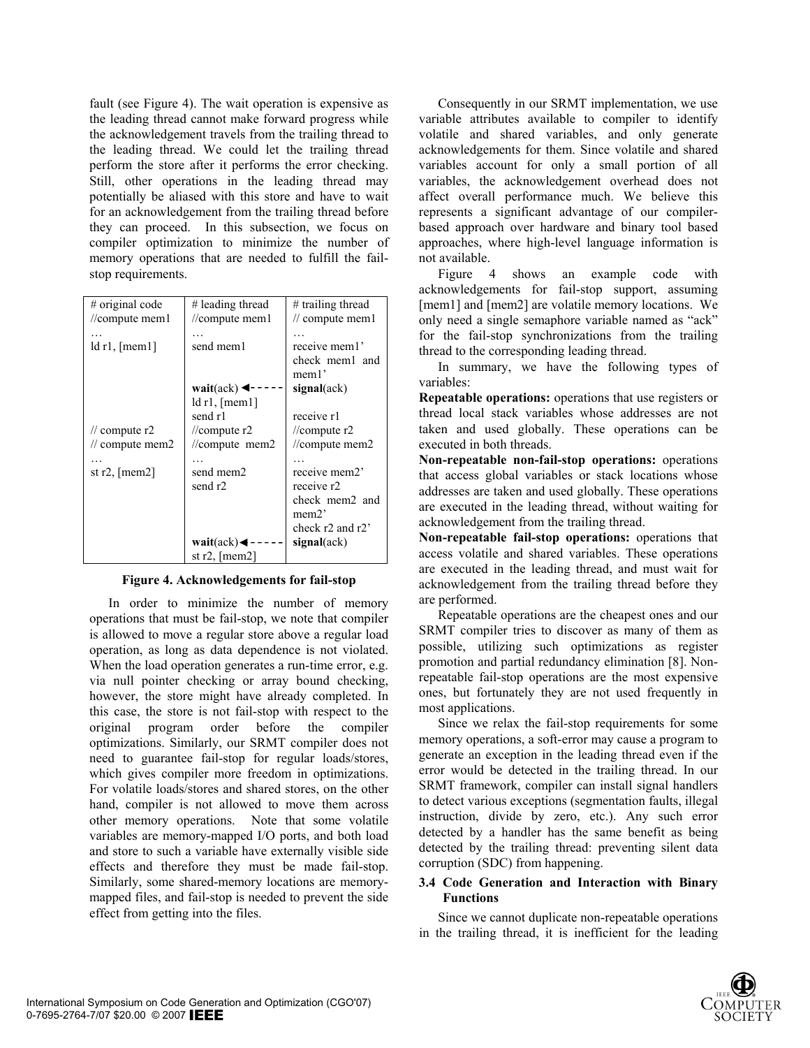fault (see Figure 4). The wait operation is expensive as the leading thread cannot make forward progress while the acknowledgement travels from the trailing thread to the leading thread. We could let the trailing thread perform the store after it performs the error checking. Still, other operations in the leading thread may potentially be aliased with this store and have to wait for an acknowledgement from the trailing thread before they can proceed. In this subsection, we focus on compiler optimization to minimize the number of memory operations that are needed to fulfill the fail-stop requirements.

| # original code | # leading thread | # trailing thread |
|---|---|---|
| //compute mem1 | //compute mem1 | // compute mem1 |
| … | … | … |
| ld r1, [mem1] | send mem1 | receive mem1'<br>check mem1 and mem1' |
| | **wait**(ack) ◄- - - - - | **signal**(ack) |
| | ld r1, [mem1] | |
| | send r1 | receive r1 |
| // compute r2 | //compute r2 | //compute r2 |
| // compute mem2 | //compute mem2 | //compute mem2 |
| … | … | … |
| st r2, [mem2] | send mem2 | receive mem2' |
| | send r2 | receive r2<br>check mem2 and mem2'<br>check r2 and r2' |
| | **wait**(ack)◄- - - - - | **signal**(ack) |
| | st r2, [mem2] | |

**Figure 4. Acknowledgements for fail-stop**

In order to minimize the number of memory operations that must be fail-stop, we note that compiler is allowed to move a regular store above a regular load operation, as long as data dependence is not violated. When the load operation generates a run-time error, e.g. via null pointer checking or array bound checking, however, the store might have already completed. In this case, the store is not fail-stop with respect to the original program order before the compiler optimizations. Similarly, our SRMT compiler does not need to guarantee fail-stop for regular loads/stores, which gives compiler more freedom in optimizations. For volatile loads/stores and shared stores, on the other hand, compiler is not allowed to move them across other memory operations. Note that some volatile variables are memory-mapped I/O ports, and both load and store to such a variable have externally visible side effects and therefore they must be made fail-stop. Similarly, some shared-memory locations are memory-mapped files, and fail-stop is needed to prevent the side effect from getting into the files.

Consequently in our SRMT implementation, we use variable attributes available to compiler to identify volatile and shared variables, and only generate acknowledgements for them. Since volatile and shared variables account for only a small portion of all variables, the acknowledgement overhead does not affect overall performance much. We believe this represents a significant advantage of our compiler-based approach over hardware and binary tool based approaches, where high-level language information is not available.

Figure 4 shows an example code with acknowledgements for fail-stop support, assuming [mem1] and [mem2] are volatile memory locations. We only need a single semaphore variable named as "ack" for the fail-stop synchronizations from the trailing thread to the corresponding leading thread.

In summary, we have the following types of variables:

**Repeatable operations:** operations that use registers or thread local stack variables whose addresses are not taken and used globally. These operations can be executed in both threads.

**Non-repeatable non-fail-stop operations:** operations that access global variables or stack locations whose addresses are taken and used globally. These operations are executed in the leading thread, without waiting for acknowledgement from the trailing thread.

**Non-repeatable fail-stop operations:** operations that access volatile and shared variables. These operations are executed in the leading thread, and must wait for acknowledgement from the trailing thread before they are performed.

Repeatable operations are the cheapest ones and our SRMT compiler tries to discover as many of them as possible, utilizing such optimizations as register promotion and partial redundancy elimination [8]. Non-repeatable fail-stop operations are the most expensive ones, but fortunately they are not used frequently in most applications.

Since we relax the fail-stop requirements for some memory operations, a soft-error may cause a program to generate an exception in the leading thread even if the error would be detected in the trailing thread. In our SRMT framework, compiler can install signal handlers to detect various exceptions (segmentation faults, illegal instruction, divide by zero, etc.). Any such error detected by a handler has the same benefit as being detected by the trailing thread: preventing silent data corruption (SDC) from happening.

### 3.4 Code Generation and Interaction with Binary Functions

Since we cannot duplicate non-repeatable operations in the trailing thread, it is inefficient for the leading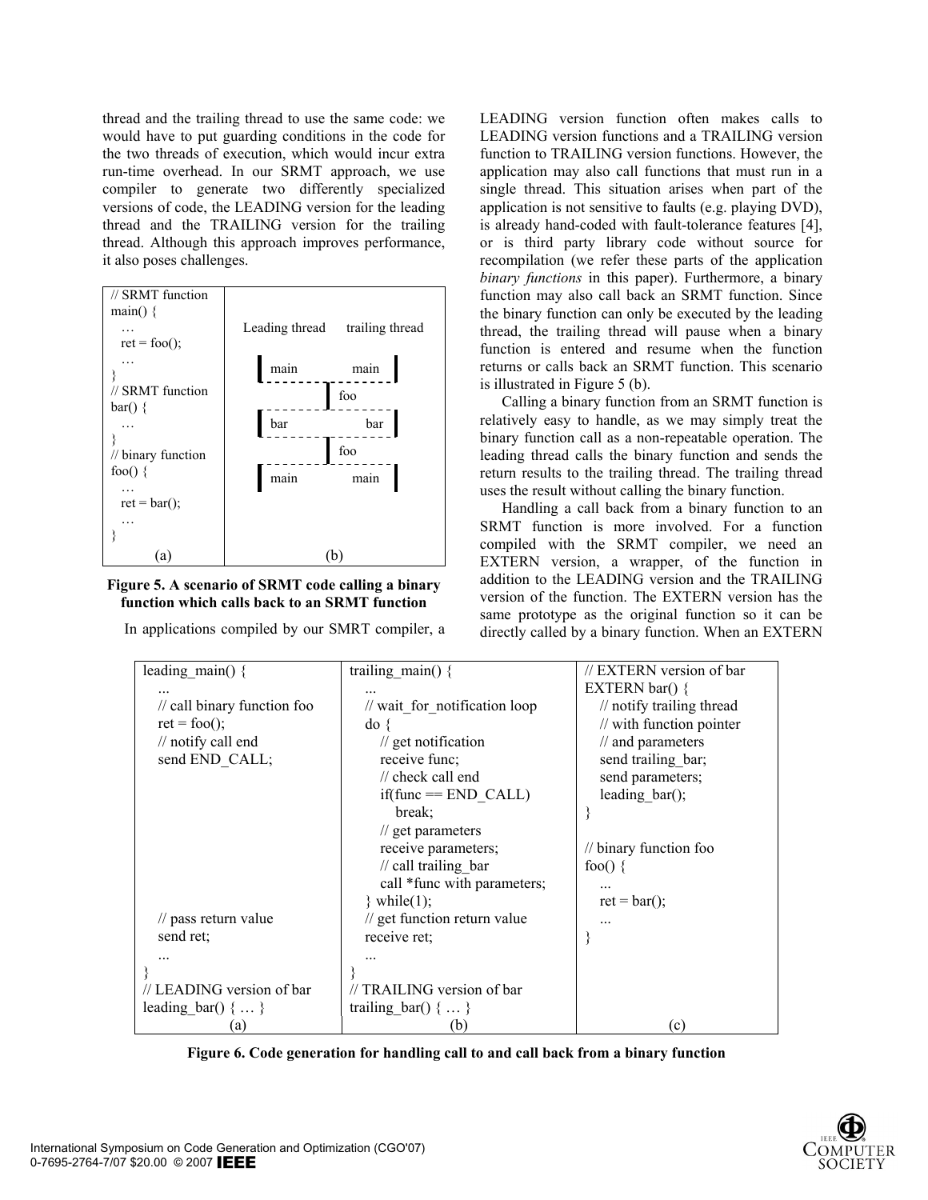thread and the trailing thread to use the same code: we would have to put guarding conditions in the code for the two threads of execution, which would incur extra run-time overhead. In our SRMT approach, we use compiler to generate two differently specialized versions of code, the LEADING version for the leading thread and the TRAILING version for the trailing thread. Although this approach improves performance, it also poses challenges.

```
// SRMT function
main() {
  …
  ret = foo();
  …
}
// SRMT function
bar() {
  …
}
// binary function
foo() {
  …
  ret = bar();
  …
}
```

(a)

Leading thread    trailing thread

main    main

foo

bar    bar

foo

main    main

(b)

**Figure 5. A scenario of SRMT code calling a binary function which calls back to an SRMT function**

In applications compiled by our SMRT compiler, a LEADING version function often makes calls to LEADING version functions and a TRAILING version function to TRAILING version functions. However, the application may also call functions that must run in a single thread. This situation arises when part of the application is not sensitive to faults (e.g. playing DVD), is already hand-coded with fault-tolerance features [4], or is third party library code without source for recompilation (we refer these parts of the application *binary functions* in this paper). Furthermore, a binary function may also call back an SRMT function. Since the binary function can only be executed by the leading thread, the trailing thread will pause when a binary function is entered and resume when the function returns or calls back an SRMT function. This scenario is illustrated in Figure 5 (b).

Calling a binary function from an SRMT function is relatively easy to handle, as we may simply treat the binary function call as a non-repeatable operation. The leading thread calls the binary function and sends the return results to the trailing thread. The trailing thread uses the result without calling the binary function.

Handling a call back from a binary function to an SRMT function is more involved. For a function compiled with the SRMT compiler, we need an EXTERN version, a wrapper, of the function in addition to the LEADING version and the TRAILING version of the function. The EXTERN version has the same prototype as the original function so it can be directly called by a binary function. When an EXTERN

(a)

```
leading_main() {
  ...
  // call binary function foo
  ret = foo();
  // notify call end
  send END_CALL;









  // pass return value
  send ret;
  ...
}
// LEADING version of bar
leading_bar() { … }
```

(b)

```
trailing_main() {
  ...
  // wait_for_notification loop
  do {
    // get notification
    receive func;
    // check call end
    if(func == END_CALL)
      break;
    // get parameters
    receive parameters;
    // call trailing_bar
    call *func with parameters;
  } while(1);
  // get function return value
  receive ret;
  ...
}
// TRAILING version of bar
trailing_bar() { … }
```

(c)

```
// EXTERN version of bar
EXTERN bar() {
  // notify trailing thread
  // with function pointer
  // and parameters
  send trailing_bar;
  send parameters;
  leading_bar();
}

// binary function foo
foo() {
  ...
  ret = bar();
  ...
}
```

**Figure 6. Code generation for handling call to and call back from a binary function**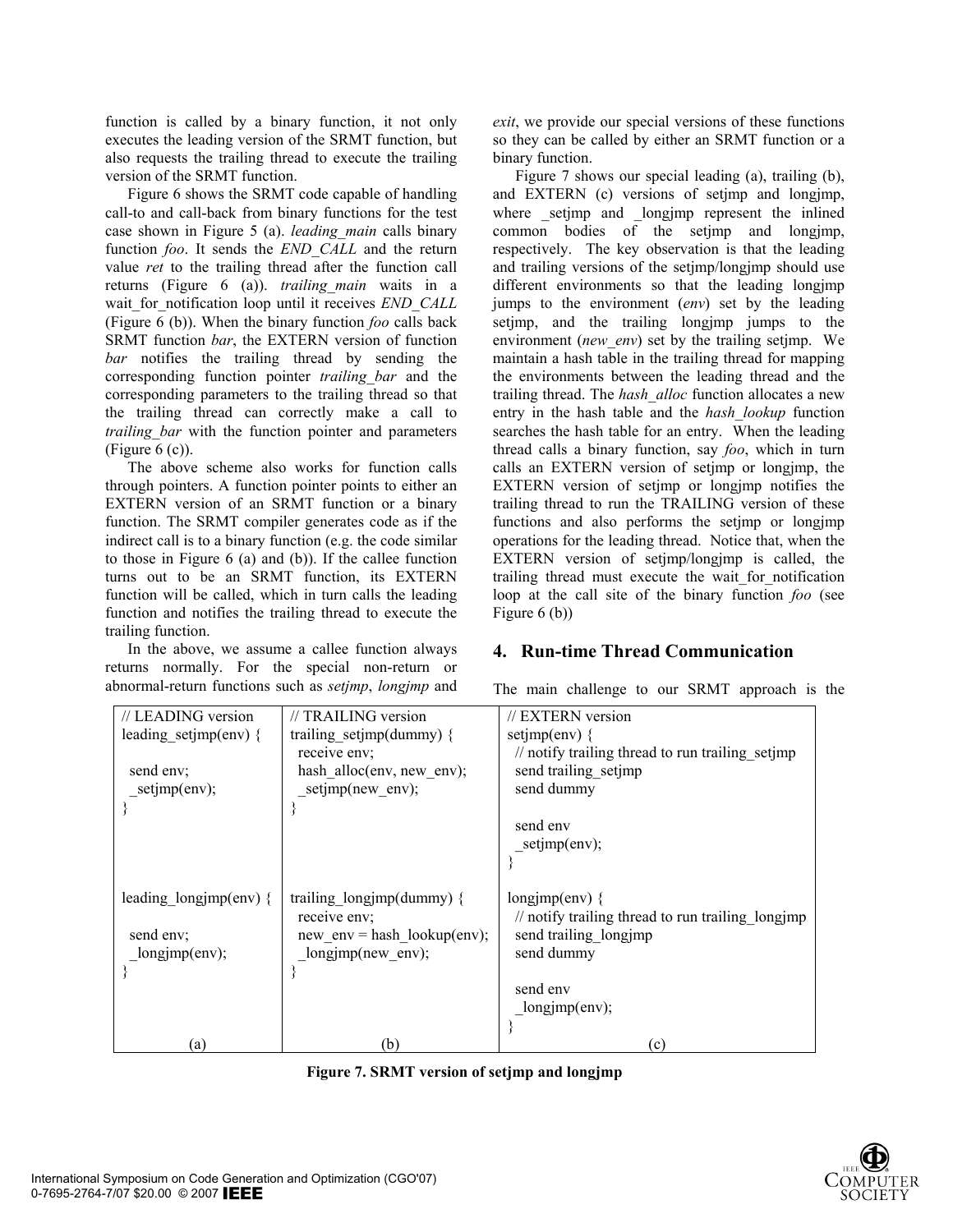function is called by a binary function, it not only executes the leading version of the SRMT function, but also requests the trailing thread to execute the trailing version of the SRMT function.

Figure 6 shows the SRMT code capable of handling call-to and call-back from binary functions for the test case shown in Figure 5 (a). *leading_main* calls binary function *foo*. It sends the *END_CALL* and the return value *ret* to the trailing thread after the function call returns (Figure 6 (a)). *trailing_main* waits in a wait_for_notification loop until it receives *END_CALL* (Figure 6 (b)). When the binary function *foo* calls back SRMT function *bar*, the EXTERN version of function *bar* notifies the trailing thread by sending the corresponding function pointer *trailing_bar* and the corresponding parameters to the trailing thread so that the trailing thread can correctly make a call to *trailing_bar* with the function pointer and parameters (Figure 6 (c)).

The above scheme also works for function calls through pointers. A function pointer points to either an EXTERN version of an SRMT function or a binary function. The SRMT compiler generates code as if the indirect call is to a binary function (e.g. the code similar to those in Figure 6 (a) and (b)). If the callee function turns out to be an SRMT function, its EXTERN function will be called, which in turn calls the leading function and notifies the trailing thread to execute the trailing function.

In the above, we assume a callee function always returns normally. For the special non-return or abnormal-return functions such as *setjmp*, *longjmp* and *exit*, we provide our special versions of these functions so they can be called by either an SRMT function or a binary function.

Figure 7 shows our special leading (a), trailing (b), and EXTERN (c) versions of setjmp and longjmp, where _setjmp and _longjmp represent the inlined common bodies of the setjmp and longjmp, respectively. The key observation is that the leading and trailing versions of the setjmp/longjmp should use different environments so that the leading longjmp jumps to the environment (*env*) set by the leading setjmp, and the trailing longjmp jumps to the environment (*new_env*) set by the trailing setjmp. We maintain a hash table in the trailing thread for mapping the environments between the leading thread and the trailing thread. The *hash_alloc* function allocates a new entry in the hash table and the *hash_lookup* function searches the hash table for an entry. When the leading thread calls a binary function, say *foo*, which in turn calls an EXTERN version of setjmp or longjmp, the EXTERN version of setjmp or longjmp notifies the trailing thread to run the TRAILING version of these functions and also performs the setjmp or longjmp operations for the leading thread. Notice that, when the EXTERN version of setjmp/longjmp is called, the trailing thread must execute the wait_for_notification loop at the call site of the binary function *foo* (see Figure 6 (b))

## 4. Run-time Thread Communication

The main challenge to our SRMT approach is the

| // LEADING version | // TRAILING version | // EXTERN version |
|---|---|---|
| leading_setjmp(env) {<br><br>  send env;<br>  _setjmp(env);<br>} | trailing_setjmp(dummy) {<br>  receive env;<br>  hash_alloc(env, new_env);<br>  _setjmp(new_env);<br>} | setjmp(env) {<br>  // notify trailing thread to run trailing_setjmp<br>  send trailing_setjmp<br>  send dummy<br><br>  send env<br>  _setjmp(env);<br>} |
| leading_longjmp(env) {<br><br>  send env;<br>  _longjmp(env);<br>} | trailing_longjmp(dummy) {<br>  receive env;<br>  new_env = hash_lookup(env);<br>  _longjmp(new_env);<br>} | longjmp(env) {<br>  // notify trailing thread to run trailing_longjmp<br>  send trailing_longjmp<br>  send dummy<br><br>  send env<br>  _longjmp(env);<br>} |
| (a) | (b) | (c) |

**Figure 7. SRMT version of setjmp and longjmp**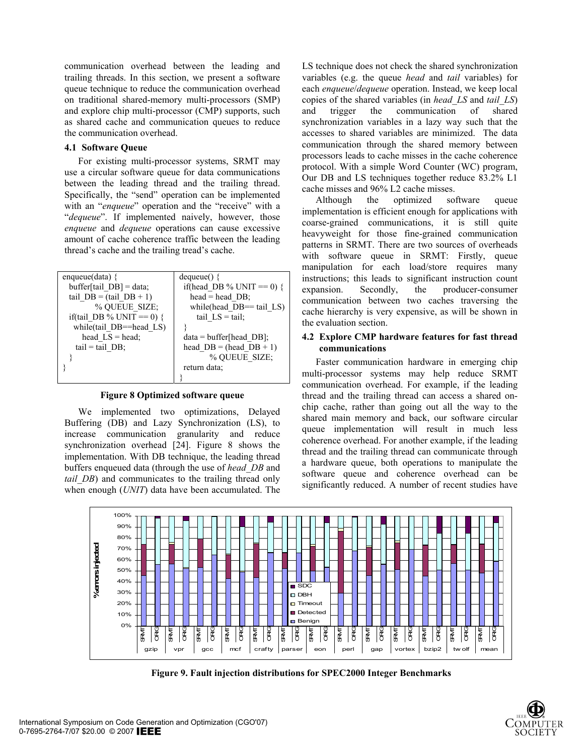communication overhead between the leading and trailing threads. In this section, we present a software queue technique to reduce the communication overhead on traditional shared-memory multi-processors (SMP) and explore chip multi-processor (CMP) supports, such as shared cache and communication queues to reduce the communication overhead.

### 4.1 Software Queue

For existing multi-processor systems, SRMT may use a circular software queue for data communications between the leading thread and the trailing thread. Specifically, the "send" operation can be implemented with an "*enqueue*" operation and the "receive" with a "*dequeue*". If implemented naively, however, those *enqueue* and *dequeue* operations can cause excessive amount of cache coherence traffic between the leading thread's cache and the trailing tread's cache.

```
enqueue(data) {
  buffer[tail_DB] = data;
  tail_DB = (tail_DB + 1)
          % QUEUE_SIZE;
  if(tail_DB % UNIT == 0) {
    while(tail_DB==head_LS)
      head_LS = head;
    tail = tail_DB;
  }
}
```

```
dequeue() {
  if(head_DB % UNIT == 0) {
    head = head_DB;
    while(head_DB== tail_LS)
      tail_LS = tail;
  }
  data = buffer[head_DB];
  head_DB = (head_DB + 1)
          % QUEUE_SIZE;
  return data;
}
```

**Figure 8 Optimized software queue**

We implemented two optimizations, Delayed Buffering (DB) and Lazy Synchronization (LS), to increase communication granularity and reduce synchronization overhead [24]. Figure 8 shows the implementation. With DB technique, the leading thread buffers enqueued data (through the use of *head_DB* and *tail_DB*) and communicates to the trailing thread only when enough (*UNIT*) data have been accumulated. The LS technique does not check the shared synchronization variables (e.g. the queue *head* and *tail* variables) for each *enqueue*/*dequeue* operation. Instead, we keep local copies of the shared variables (in *head_LS* and *tail_LS*) and trigger the communication of shared synchronization variables in a lazy way such that the accesses to shared variables are minimized. The data communication through the shared memory between processors leads to cache misses in the cache coherence protocol. With a simple Word Counter (WC) program, Our DB and LS techniques together reduce 83.2% L1 cache misses and 96% L2 cache misses.

Although the optimized software queue implementation is efficient enough for applications with coarse-grained communications, it is still quite heavyweight for those fine-grained communication patterns in SRMT. There are two sources of overheads with software queue in SRMT: Firstly, queue manipulation for each load/store requires many instructions; this leads to significant instruction count expansion. Secondly, the producer-consumer communication between two caches traversing the cache hierarchy is very expensive, as will be shown in the evaluation section.

### 4.2 Explore CMP hardware features for fast thread communications

Faster communication hardware in emerging chip multi-processor systems may help reduce SRMT communication overhead. For example, if the leading thread and the trailing thread can access a shared on-chip cache, rather than going out all the way to the shared main memory and back, our software circular queue implementation will result in much less coherence overhead. For another example, if the leading thread and the trailing thread can communicate through a hardware queue, both operations to manipulate the software queue and coherence overhead can be significantly reduced. A number of recent studies have

**Figure 9. Fault injection distributions for SPEC2000 Integer Benchmarks**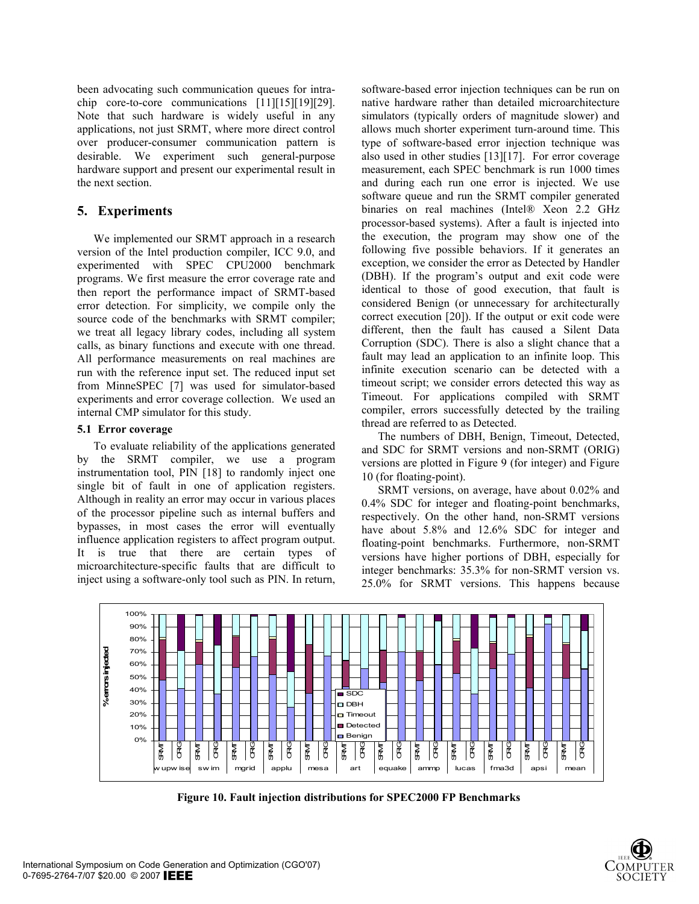been advocating such communication queues for intra-chip core-to-core communications [11][15][19][29]. Note that such hardware is widely useful in any applications, not just SRMT, where more direct control over producer-consumer communication pattern is desirable. We experiment such general-purpose hardware support and present our experimental result in the next section.

## 5. Experiments

We implemented our SRMT approach in a research version of the Intel production compiler, ICC 9.0, and experimented with SPEC CPU2000 benchmark programs. We first measure the error coverage rate and then report the performance impact of SRMT-based error detection. For simplicity, we compile only the source code of the benchmarks with SRMT compiler; we treat all legacy library codes, including all system calls, as binary functions and execute with one thread. All performance measurements on real machines are run with the reference input set. The reduced input set from MinneSPEC [7] was used for simulator-based experiments and error coverage collection. We used an internal CMP simulator for this study.

### 5.1 Error coverage

To evaluate reliability of the applications generated by the SRMT compiler, we use a program instrumentation tool, PIN [18] to randomly inject one single bit of fault in one of application registers. Although in reality an error may occur in various places of the processor pipeline such as internal buffers and bypasses, in most cases the error will eventually influence application registers to affect program output. It is true that there are certain types of microarchitecture-specific faults that are difficult to inject using a software-only tool such as PIN. In return, software-based error injection techniques can be run on native hardware rather than detailed microarchitecture simulators (typically orders of magnitude slower) and allows much shorter experiment turn-around time. This type of software-based error injection technique was also used in other studies [13][17]. For error coverage measurement, each SPEC benchmark is run 1000 times and during each run one error is injected. We use software queue and run the SRMT compiler generated binaries on real machines (Intel® Xeon 2.2 GHz processor-based systems). After a fault is injected into the execution, the program may show one of the following five possible behaviors. If it generates an exception, we consider the error as Detected by Handler (DBH). If the program's output and exit code were identical to those of good execution, that fault is considered Benign (or unnecessary for architecturally correct execution [20]). If the output or exit code were different, then the fault has caused a Silent Data Corruption (SDC). There is also a slight chance that a fault may lead an application to an infinite loop. This infinite execution scenario can be detected with a timeout script; we consider errors detected this way as Timeout. For applications compiled with SRMT compiler, errors successfully detected by the trailing thread are referred to as Detected.

The numbers of DBH, Benign, Timeout, Detected, and SDC for SRMT versions and non-SRMT (ORIG) versions are plotted in Figure 9 (for integer) and Figure 10 (for floating-point).

SRMT versions, on average, have about 0.02% and 0.4% SDC for integer and floating-point benchmarks, respectively. On the other hand, non-SRMT versions have about 5.8% and 12.6% SDC for integer and floating-point benchmarks. Furthermore, non-SRMT versions have higher portions of DBH, especially for integer benchmarks: 35.3% for non-SRMT version vs. 25.0% for SRMT versions. This happens because

**Figure 10. Fault injection distributions for SPEC2000 FP Benchmarks**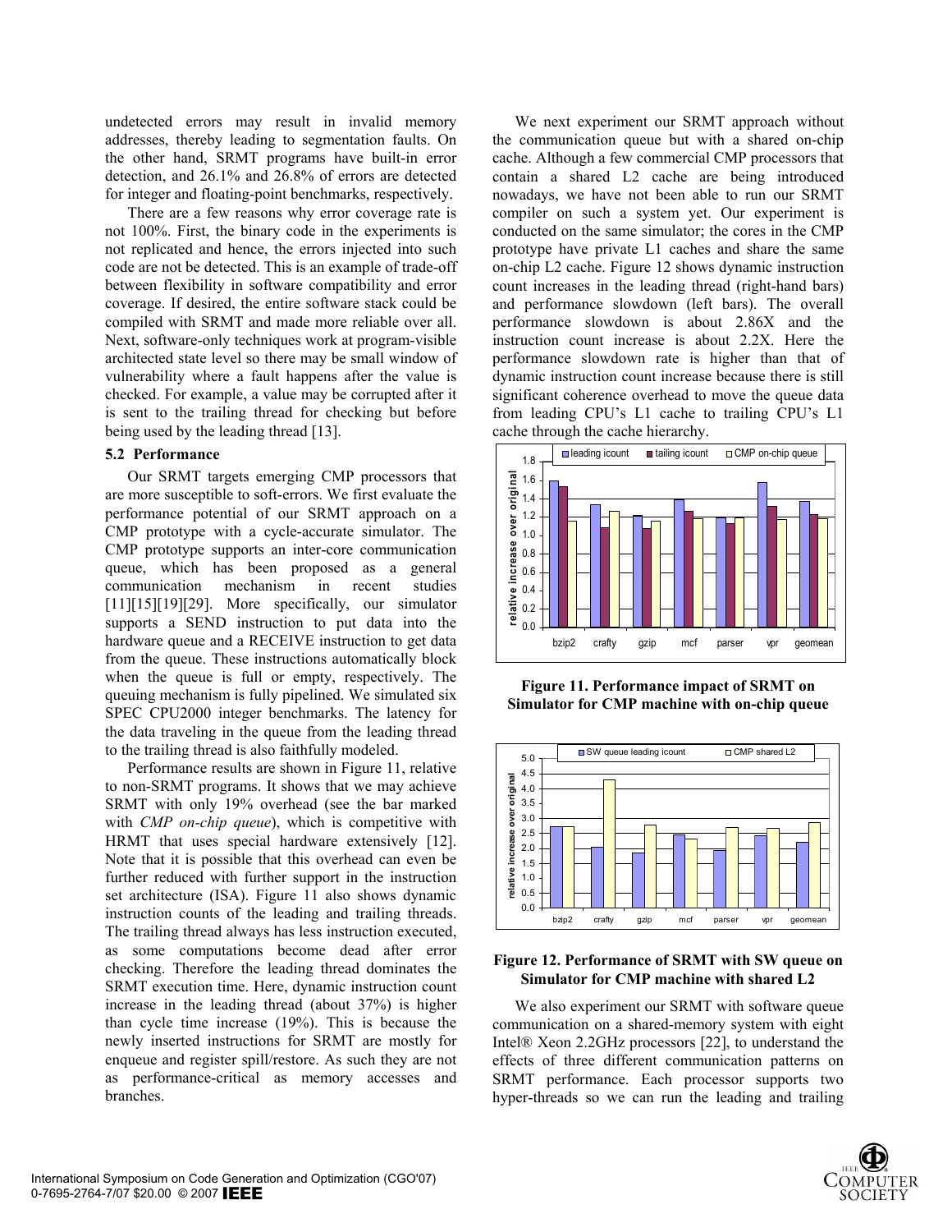undetected errors may result in invalid memory addresses, thereby leading to segmentation faults. On the other hand, SRMT programs have built-in error detection, and 26.1% and 26.8% of errors are detected for integer and floating-point benchmarks, respectively.

There are a few reasons why error coverage rate is not 100%. First, the binary code in the experiments is not replicated and hence, the errors injected into such code are not be detected. This is an example of trade-off between flexibility in software compatibility and error coverage. If desired, the entire software stack could be compiled with SRMT and made more reliable over all. Next, software-only techniques work at program-visible architected state level so there may be small window of vulnerability where a fault happens after the value is checked. For example, a value may be corrupted after it is sent to the trailing thread for checking but before being used by the leading thread [13].

### 5.2 Performance

Our SRMT targets emerging CMP processors that are more susceptible to soft-errors. We first evaluate the performance potential of our SRMT approach on a CMP prototype with a cycle-accurate simulator. The CMP prototype supports an inter-core communication queue, which has been proposed as a general communication mechanism in recent studies [11][15][19][29]. More specifically, our simulator supports a SEND instruction to put data into the hardware queue and a RECEIVE instruction to get data from the queue. These instructions automatically block when the queue is full or empty, respectively. The queuing mechanism is fully pipelined. We simulated six SPEC CPU2000 integer benchmarks. The latency for the data traveling in the queue from the leading thread to the trailing thread is also faithfully modeled.

Performance results are shown in Figure 11, relative to non-SRMT programs. It shows that we may achieve SRMT with only 19% overhead (see the bar marked with *CMP on-chip queue*), which is competitive with HRMT that uses special hardware extensively [12]. Note that it is possible that this overhead can even be further reduced with further support in the instruction set architecture (ISA). Figure 11 also shows dynamic instruction counts of the leading and trailing threads. The trailing thread always has less instruction executed, as some computations become dead after error checking. Therefore the leading thread dominates the SRMT execution time. Here, dynamic instruction count increase in the leading thread (about 37%) is higher than cycle time increase (19%). This is because the newly inserted instructions for SRMT are mostly for enqueue and register spill/restore. As such they are not as performance-critical as memory accesses and branches.

We next experiment our SRMT approach without the communication queue but with a shared on-chip cache. Although a few commercial CMP processors that contain a shared L2 cache are being introduced nowadays, we have not been able to run our SRMT compiler on such a system yet. Our experiment is conducted on the same simulator; the cores in the CMP prototype have private L1 caches and share the same on-chip L2 cache. Figure 12 shows dynamic instruction count increases in the leading thread (right-hand bars) and performance slowdown (left bars). The overall performance slowdown is about 2.86X and the instruction count increase is about 2.2X. Here the performance slowdown rate is higher than that of dynamic instruction count increase because there is still significant coherence overhead to move the queue data from leading CPU's L1 cache to trailing CPU's L1 cache through the cache hierarchy.

**Figure 11. Performance impact of SRMT on Simulator for CMP machine with on-chip queue**

**Figure 12. Performance of SRMT with SW queue on Simulator for CMP machine with shared L2**

We also experiment our SRMT with software queue communication on a shared-memory system with eight Intel® Xeon 2.2GHz processors [22], to understand the effects of three different communication patterns on SRMT performance. Each processor supports two hyper-threads so we can run the leading and trailing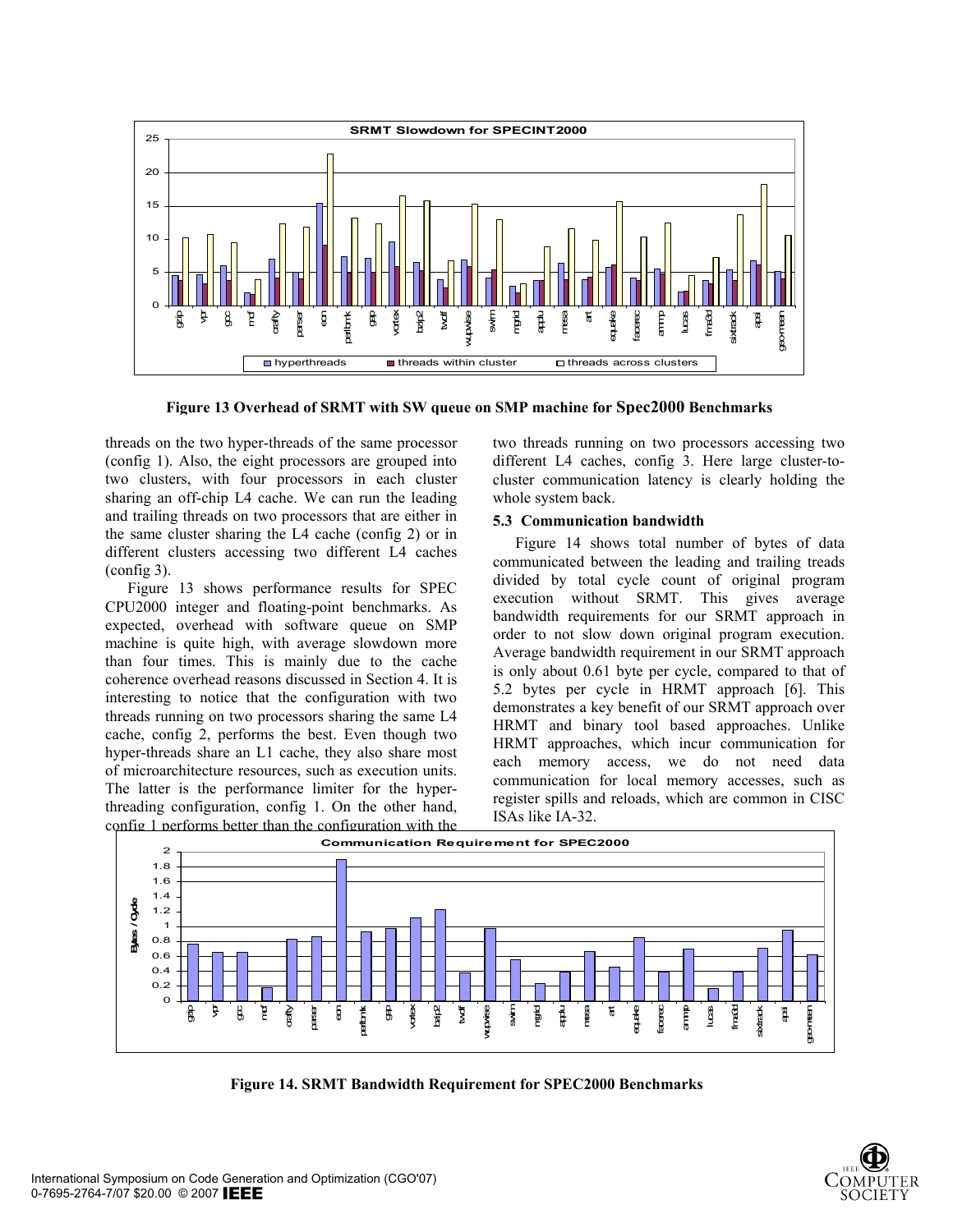Figure 13 Overhead of SRMT with SW queue on SMP machine for Spec2000 Benchmarks

threads on the two hyper-threads of the same processor (config 1). Also, the eight processors are grouped into two clusters, with four processors in each cluster sharing an off-chip L4 cache. We can run the leading and trailing threads on two processors that are either in the same cluster sharing the L4 cache (config 2) or in different clusters accessing two different L4 caches (config 3).

Figure 13 shows performance results for SPEC CPU2000 integer and floating-point benchmarks. As expected, overhead with software queue on SMP machine is quite high, with average slowdown more than four times. This is mainly due to the cache coherence overhead reasons discussed in Section 4. It is interesting to notice that the configuration with two threads running on two processors sharing the same L4 cache, config 2, performs the best. Even though two hyper-threads share an L1 cache, they also share most of microarchitecture resources, such as execution units. The latter is the performance limiter for the hyper-threading configuration, config 1. On the other hand, config 1 performs better than the configuration with the two threads running on two processors accessing two different L4 caches, config 3. Here large cluster-to-cluster communication latency is clearly holding the whole system back.

### 5.3 Communication bandwidth

Figure 14 shows total number of bytes of data communicated between the leading and trailing treads divided by total cycle count of original program execution without SRMT. This gives average bandwidth requirements for our SRMT approach in order to not slow down original program execution. Average bandwidth requirement in our SRMT approach is only about 0.61 byte per cycle, compared to that of 5.2 bytes per cycle in HRMT approach [6]. This demonstrates a key benefit of our SRMT approach over HRMT and binary tool based approaches. Unlike HRMT approaches, which incur communication for each memory access, we do not need data communication for local memory accesses, such as register spills and reloads, which are common in CISC ISAs like IA-32.

Figure 14. SRMT Bandwidth Requirement for SPEC2000 Benchmarks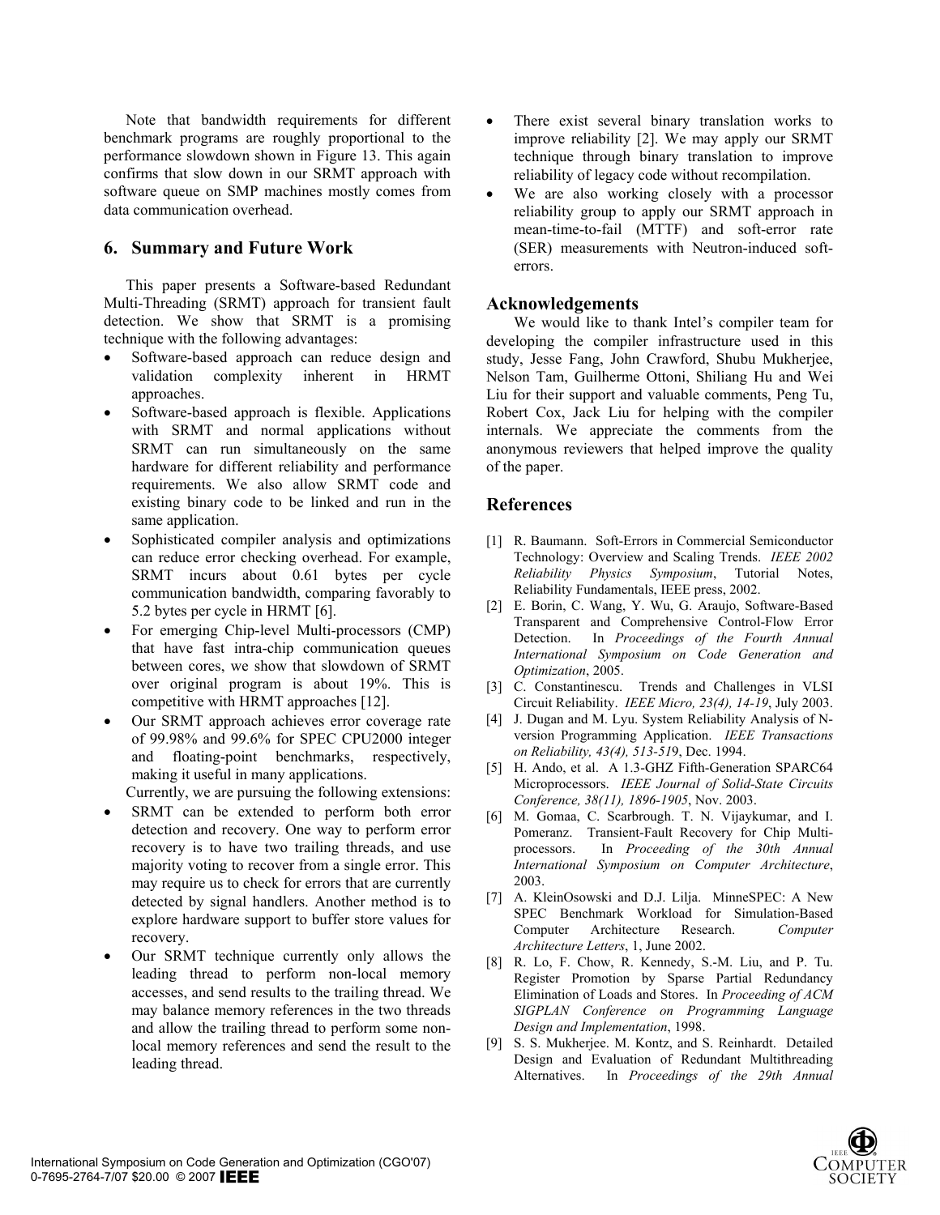Note that bandwidth requirements for different benchmark programs are roughly proportional to the performance slowdown shown in Figure 13. This again confirms that slow down in our SRMT approach with software queue on SMP machines mostly comes from data communication overhead.

## 6. Summary and Future Work

This paper presents a Software-based Redundant Multi-Threading (SRMT) approach for transient fault detection. We show that SRMT is a promising technique with the following advantages:

- Software-based approach can reduce design and validation complexity inherent in HRMT approaches.
- Software-based approach is flexible. Applications with SRMT and normal applications without SRMT can run simultaneously on the same hardware for different reliability and performance requirements. We also allow SRMT code and existing binary code to be linked and run in the same application.
- Sophisticated compiler analysis and optimizations can reduce error checking overhead. For example, SRMT incurs about 0.61 bytes per cycle communication bandwidth, comparing favorably to 5.2 bytes per cycle in HRMT [6].
- For emerging Chip-level Multi-processors (CMP) that have fast intra-chip communication queues between cores, we show that slowdown of SRMT over original program is about 19%. This is competitive with HRMT approaches [12].
- Our SRMT approach achieves error coverage rate of 99.98% and 99.6% for SPEC CPU2000 integer and floating-point benchmarks, respectively, making it useful in many applications.

Currently, we are pursuing the following extensions:

- SRMT can be extended to perform both error detection and recovery. One way to perform error recovery is to have two trailing threads, and use majority voting to recover from a single error. This may require us to check for errors that are currently detected by signal handlers. Another method is to explore hardware support to buffer store values for recovery.
- Our SRMT technique currently only allows the leading thread to perform non-local memory accesses, and send results to the trailing thread. We may balance memory references in the two threads and allow the trailing thread to perform some non-local memory references and send the result to the leading thread.
- There exist several binary translation works to improve reliability [2]. We may apply our SRMT technique through binary translation to improve reliability of legacy code without recompilation.
- We are also working closely with a processor reliability group to apply our SRMT approach in mean-time-to-fail (MTTF) and soft-error rate (SER) measurements with Neutron-induced soft-errors.

## Acknowledgements

We would like to thank Intel's compiler team for developing the compiler infrastructure used in this study, Jesse Fang, John Crawford, Shubu Mukherjee, Nelson Tam, Guilherme Ottoni, Shiliang Hu and Wei Liu for their support and valuable comments, Peng Tu, Robert Cox, Jack Liu for helping with the compiler internals. We appreciate the comments from the anonymous reviewers that helped improve the quality of the paper.

## References

[1] R. Baumann. Soft-Errors in Commercial Semiconductor Technology: Overview and Scaling Trends. *IEEE 2002 Reliability Physics Symposium*, Tutorial Notes, Reliability Fundamentals, IEEE press, 2002.

[2] E. Borin, C. Wang, Y. Wu, G. Araujo, Software-Based Transparent and Comprehensive Control-Flow Error Detection. In *Proceedings of the Fourth Annual International Symposium on Code Generation and Optimization*, 2005.

[3] C. Constantinescu. Trends and Challenges in VLSI Circuit Reliability. *IEEE Micro, 23(4), 14-19*, July 2003.

[4] J. Dugan and M. Lyu. System Reliability Analysis of N-version Programming Application. *IEEE Transactions on Reliability, 43(4), 513-519*, Dec. 1994.

[5] H. Ando, et al. A 1.3-GHZ Fifth-Generation SPARC64 Microprocessors. *IEEE Journal of Solid-State Circuits Conference, 38(11), 1896-1905*, Nov. 2003.

[6] M. Gomaa, C. Scarbrough. T. N. Vijaykumar, and I. Pomeranz. Transient-Fault Recovery for Chip Multi-processors. In *Proceeding of the 30th Annual International Symposium on Computer Architecture*, 2003.

[7] A. KleinOsowski and D.J. Lilja. MinneSPEC: A New SPEC Benchmark Workload for Simulation-Based Computer Architecture Research. *Computer Architecture Letters*, 1, June 2002.

[8] R. Lo, F. Chow, R. Kennedy, S.-M. Liu, and P. Tu. Register Promotion by Sparse Partial Redundancy Elimination of Loads and Stores. In *Proceeding of ACM SIGPLAN Conference on Programming Language Design and Implementation*, 1998.

[9] S. S. Mukherjee. M. Kontz, and S. Reinhardt. Detailed Design and Evaluation of Redundant Multithreading Alternatives. In *Proceedings of the 29th Annual*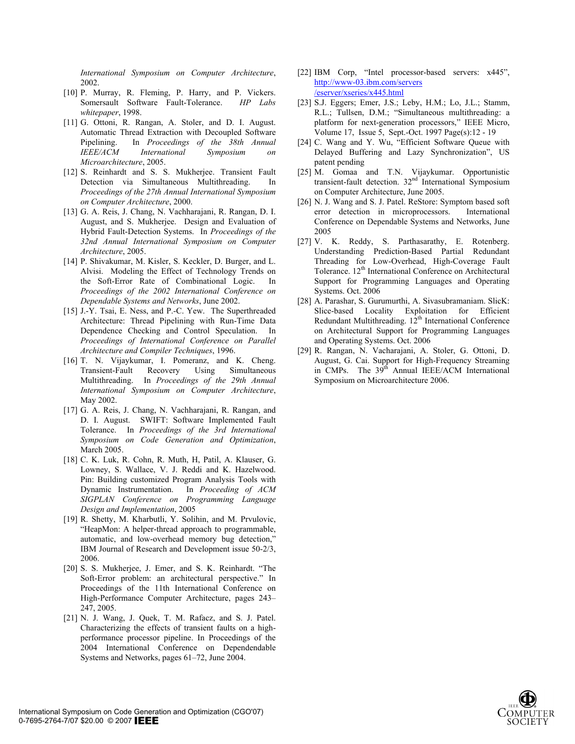*International Symposium on Computer Architecture*, 2002.

[10] P. Murray, R. Fleming, P. Harry, and P. Vickers. Somersault Software Fault-Tolerance. *HP Labs whitepaper*, 1998.

[11] G. Ottoni, R. Rangan, A. Stoler, and D. I. August. Automatic Thread Extraction with Decoupled Software Pipelining. In *Proceedings of the 38th Annual IEEE/ACM International Symposium on Microarchitecture*, 2005.

[12] S. Reinhardt and S. S. Mukherjee. Transient Fault Detection via Simultaneous Multithreading. In *Proceedings of the 27th Annual International Symposium on Computer Architecture*, 2000.

[13] G. A. Reis, J. Chang, N. Vachharajani, R. Rangan, D. I. August, and S. Mukherjee. Design and Evaluation of Hybrid Fault-Detection Systems. In *Proceedings of the 32nd Annual International Symposium on Computer Architecture*, 2005.

[14] P. Shivakumar, M. Kisler, S. Keckler, D. Burger, and L. Alvisi. Modeling the Effect of Technology Trends on the Soft-Error Rate of Combinational Logic. In *Proceedings of the 2002 International Conference on Dependable Systems and Networks*, June 2002.

[15] J.-Y. Tsai, E. Ness, and P.-C. Yew. The Superthreaded Architecture: Thread Pipelining with Run-Time Data Dependence Checking and Control Speculation. In *Proceedings of International Conference on Parallel Architecture and Compiler Techniques*, 1996.

[16] T. N. Vijaykumar, I. Pomeranz, and K. Cheng. Transient-Fault Recovery Using Simultaneous Multithreading. In *Proceedings of the 29th Annual International Symposium on Computer Architecture*, May 2002.

[17] G. A. Reis, J. Chang, N. Vachharajani, R. Rangan, and D. I. August. SWIFT: Software Implemented Fault Tolerance. In *Proceedings of the 3rd International Symposium on Code Generation and Optimization*, March 2005.

[18] C. K. Luk, R. Cohn, R. Muth, H, Patil, A. Klauser, G. Lowney, S. Wallace, V. J. Reddi and K. Hazelwood. Pin: Building customized Program Analysis Tools with Dynamic Instrumentation. In *Proceeding of ACM SIGPLAN Conference on Programming Language Design and Implementation*, 2005

[19] R. Shetty, M. Kharbutli, Y. Solihin, and M. Prvulovic, "HeapMon: A helper-thread approach to programmable, automatic, and low-overhead memory bug detection," IBM Journal of Research and Development issue 50-2/3, 2006.

[20] S. S. Mukherjee, J. Emer, and S. K. Reinhardt. "The Soft-Error problem: an architectural perspective." In Proceedings of the 11th International Conference on High-Performance Computer Architecture, pages 243–247, 2005.

[21] N. J. Wang, J. Quek, T. M. Rafacz, and S. J. Patel. Characterizing the effects of transient faults on a high-performance processor pipeline. In Proceedings of the 2004 International Conference on Dependendable Systems and Networks, pages 61–72, June 2004.

[22] IBM Corp, "Intel processor-based servers: x445", http://www-03.ibm.com/servers /eserver/xseries/x445.html

[23] S.J. Eggers; Emer, J.S.; Leby, H.M.; Lo, J.L.; Stamm, R.L.; Tullsen, D.M.; "Simultaneous multithreading: a platform for next-generation processors," IEEE Micro, Volume 17, Issue 5, Sept.-Oct. 1997 Page(s):12 - 19

[24] C. Wang and Y. Wu, "Efficient Software Queue with Delayed Buffering and Lazy Synchronization", US patent pending

[25] M. Gomaa and T.N. Vijaykumar. Opportunistic transient-fault detection. 32nd International Symposium on Computer Architecture, June 2005.

[26] N. J. Wang and S. J. Patel. ReStore: Symptom based soft error detection in microprocessors. International Conference on Dependable Systems and Networks, June 2005

[27] V. K. Reddy, S. Parthasarathy, E. Rotenberg. Understanding Prediction-Based Partial Redundant Threading for Low-Overhead, High-Coverage Fault Tolerance. 12th International Conference on Architectural Support for Programming Languages and Operating Systems. Oct. 2006

[28] A. Parashar, S. Gurumurthi, A. Sivasubramaniam. SlicK: Slice-based Locality Exploitation for Efficient Redundant Multithreading. 12th International Conference on Architectural Support for Programming Languages and Operating Systems. Oct. 2006

[29] R. Rangan, N. Vacharajani, A. Stoler, G. Ottoni, D. August, G. Cai. Support for High-Frequency Streaming in CMPs. The 39th Annual IEEE/ACM International Symposium on Microarchitecture 2006.